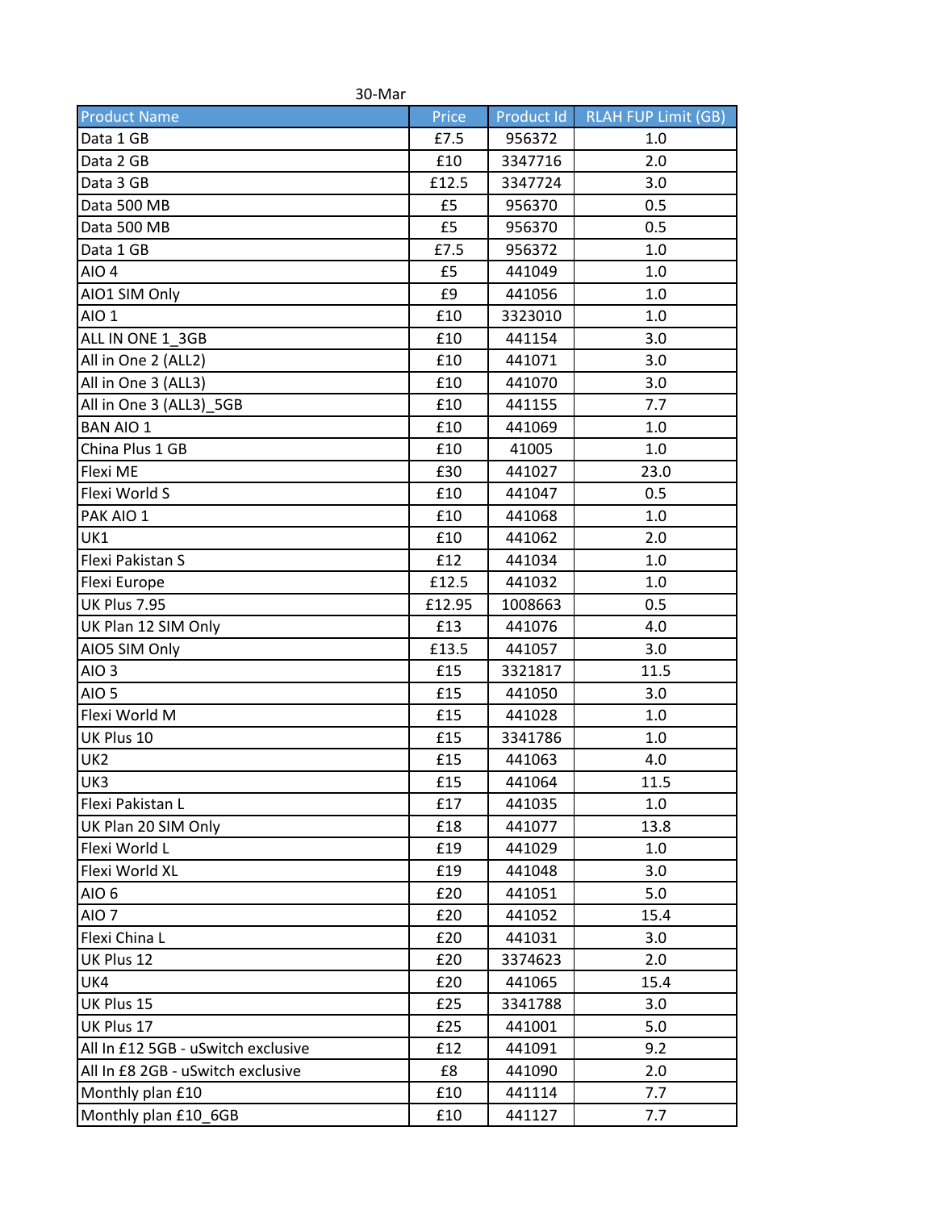30-Mar

| Product Name | Price | Product Id | RLAH FUP Limit (GB) |
|---|---|---|---|
| Data 1 GB | £7.5 | 956372 | 1.0 |
| Data 2 GB | £10 | 3347716 | 2.0 |
| Data 3 GB | £12.5 | 3347724 | 3.0 |
| Data 500 MB | £5 | 956370 | 0.5 |
| Data 500 MB | £5 | 956370 | 0.5 |
| Data 1 GB | £7.5 | 956372 | 1.0 |
| AIO 4 | £5 | 441049 | 1.0 |
| AIO1 SIM Only | £9 | 441056 | 1.0 |
| AIO 1 | £10 | 3323010 | 1.0 |
| ALL IN ONE 1_3GB | £10 | 441154 | 3.0 |
| All in One 2 (ALL2) | £10 | 441071 | 3.0 |
| All in One 3 (ALL3) | £10 | 441070 | 3.0 |
| All in One 3 (ALL3)_5GB | £10 | 441155 | 7.7 |
| BAN AIO 1 | £10 | 441069 | 1.0 |
| China Plus 1 GB | £10 | 41005 | 1.0 |
| Flexi ME | £30 | 441027 | 23.0 |
| Flexi World S | £10 | 441047 | 0.5 |
| PAK AIO 1 | £10 | 441068 | 1.0 |
| UK1 | £10 | 441062 | 2.0 |
| Flexi Pakistan S | £12 | 441034 | 1.0 |
| Flexi Europe | £12.5 | 441032 | 1.0 |
| UK Plus 7.95 | £12.95 | 1008663 | 0.5 |
| UK Plan 12 SIM Only | £13 | 441076 | 4.0 |
| AIO5 SIM Only | £13.5 | 441057 | 3.0 |
| AIO 3 | £15 | 3321817 | 11.5 |
| AIO 5 | £15 | 441050 | 3.0 |
| Flexi World M | £15 | 441028 | 1.0 |
| UK Plus 10 | £15 | 3341786 | 1.0 |
| UK2 | £15 | 441063 | 4.0 |
| UK3 | £15 | 441064 | 11.5 |
| Flexi Pakistan L | £17 | 441035 | 1.0 |
| UK Plan 20 SIM Only | £18 | 441077 | 13.8 |
| Flexi World L | £19 | 441029 | 1.0 |
| Flexi World XL | £19 | 441048 | 3.0 |
| AIO 6 | £20 | 441051 | 5.0 |
| AIO 7 | £20 | 441052 | 15.4 |
| Flexi China L | £20 | 441031 | 3.0 |
| UK Plus 12 | £20 | 3374623 | 2.0 |
| UK4 | £20 | 441065 | 15.4 |
| UK Plus 15 | £25 | 3341788 | 3.0 |
| UK Plus 17 | £25 | 441001 | 5.0 |
| All In £12 5GB - uSwitch exclusive | £12 | 441091 | 9.2 |
| All In £8 2GB - uSwitch exclusive | £8 | 441090 | 2.0 |
| Monthly plan £10 | £10 | 441114 | 7.7 |
| Monthly plan £10_6GB | £10 | 441127 | 7.7 |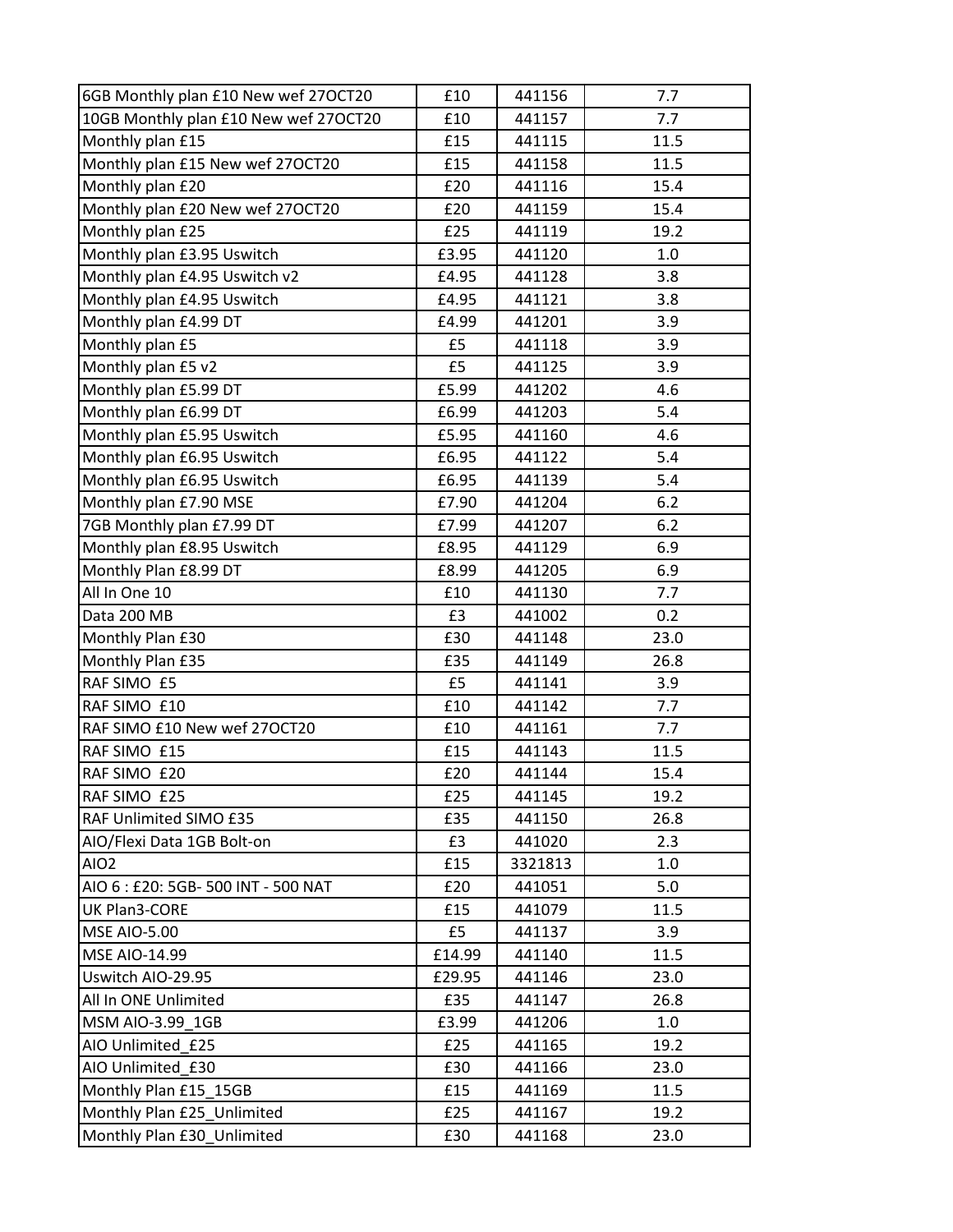| | | | |
|---|---|---|---|
| 6GB Monthly plan £10 New wef 27OCT20 | £10 | 441156 | 7.7 |
| 10GB Monthly plan £10 New wef 27OCT20 | £10 | 441157 | 7.7 |
| Monthly plan £15 | £15 | 441115 | 11.5 |
| Monthly plan £15 New wef 27OCT20 | £15 | 441158 | 11.5 |
| Monthly plan £20 | £20 | 441116 | 15.4 |
| Monthly plan £20 New wef 27OCT20 | £20 | 441159 | 15.4 |
| Monthly plan £25 | £25 | 441119 | 19.2 |
| Monthly plan £3.95 Uswitch | £3.95 | 441120 | 1.0 |
| Monthly plan £4.95 Uswitch v2 | £4.95 | 441128 | 3.8 |
| Monthly plan £4.95 Uswitch | £4.95 | 441121 | 3.8 |
| Monthly plan £4.99 DT | £4.99 | 441201 | 3.9 |
| Monthly plan £5 | £5 | 441118 | 3.9 |
| Monthly plan £5 v2 | £5 | 441125 | 3.9 |
| Monthly plan £5.99 DT | £5.99 | 441202 | 4.6 |
| Monthly plan £6.99 DT | £6.99 | 441203 | 5.4 |
| Monthly plan £5.95 Uswitch | £5.95 | 441160 | 4.6 |
| Monthly plan £6.95 Uswitch | £6.95 | 441122 | 5.4 |
| Monthly plan £6.95 Uswitch | £6.95 | 441139 | 5.4 |
| Monthly plan £7.90 MSE | £7.90 | 441204 | 6.2 |
| 7GB Monthly plan £7.99 DT | £7.99 | 441207 | 6.2 |
| Monthly plan £8.95 Uswitch | £8.95 | 441129 | 6.9 |
| Monthly Plan £8.99 DT | £8.99 | 441205 | 6.9 |
| All In One 10 | £10 | 441130 | 7.7 |
| Data 200 MB | £3 | 441002 | 0.2 |
| Monthly Plan £30 | £30 | 441148 | 23.0 |
| Monthly Plan £35 | £35 | 441149 | 26.8 |
| RAF SIMO £5 | £5 | 441141 | 3.9 |
| RAF SIMO £10 | £10 | 441142 | 7.7 |
| RAF SIMO £10 New wef 27OCT20 | £10 | 441161 | 7.7 |
| RAF SIMO £15 | £15 | 441143 | 11.5 |
| RAF SIMO £20 | £20 | 441144 | 15.4 |
| RAF SIMO £25 | £25 | 441145 | 19.2 |
| RAF Unlimited SIMO £35 | £35 | 441150 | 26.8 |
| AIO/Flexi Data 1GB Bolt-on | £3 | 441020 | 2.3 |
| AIO2 | £15 | 3321813 | 1.0 |
| AIO 6 : £20: 5GB- 500 INT - 500 NAT | £20 | 441051 | 5.0 |
| UK Plan3-CORE | £15 | 441079 | 11.5 |
| MSE AIO-5.00 | £5 | 441137 | 3.9 |
| MSE AIO-14.99 | £14.99 | 441140 | 11.5 |
| Uswitch AIO-29.95 | £29.95 | 441146 | 23.0 |
| All In ONE Unlimited | £35 | 441147 | 26.8 |
| MSM AIO-3.99_1GB | £3.99 | 441206 | 1.0 |
| AIO Unlimited_£25 | £25 | 441165 | 19.2 |
| AIO Unlimited_£30 | £30 | 441166 | 23.0 |
| Monthly Plan £15_15GB | £15 | 441169 | 11.5 |
| Monthly Plan £25_Unlimited | £25 | 441167 | 19.2 |
| Monthly Plan £30_Unlimited | £30 | 441168 | 23.0 |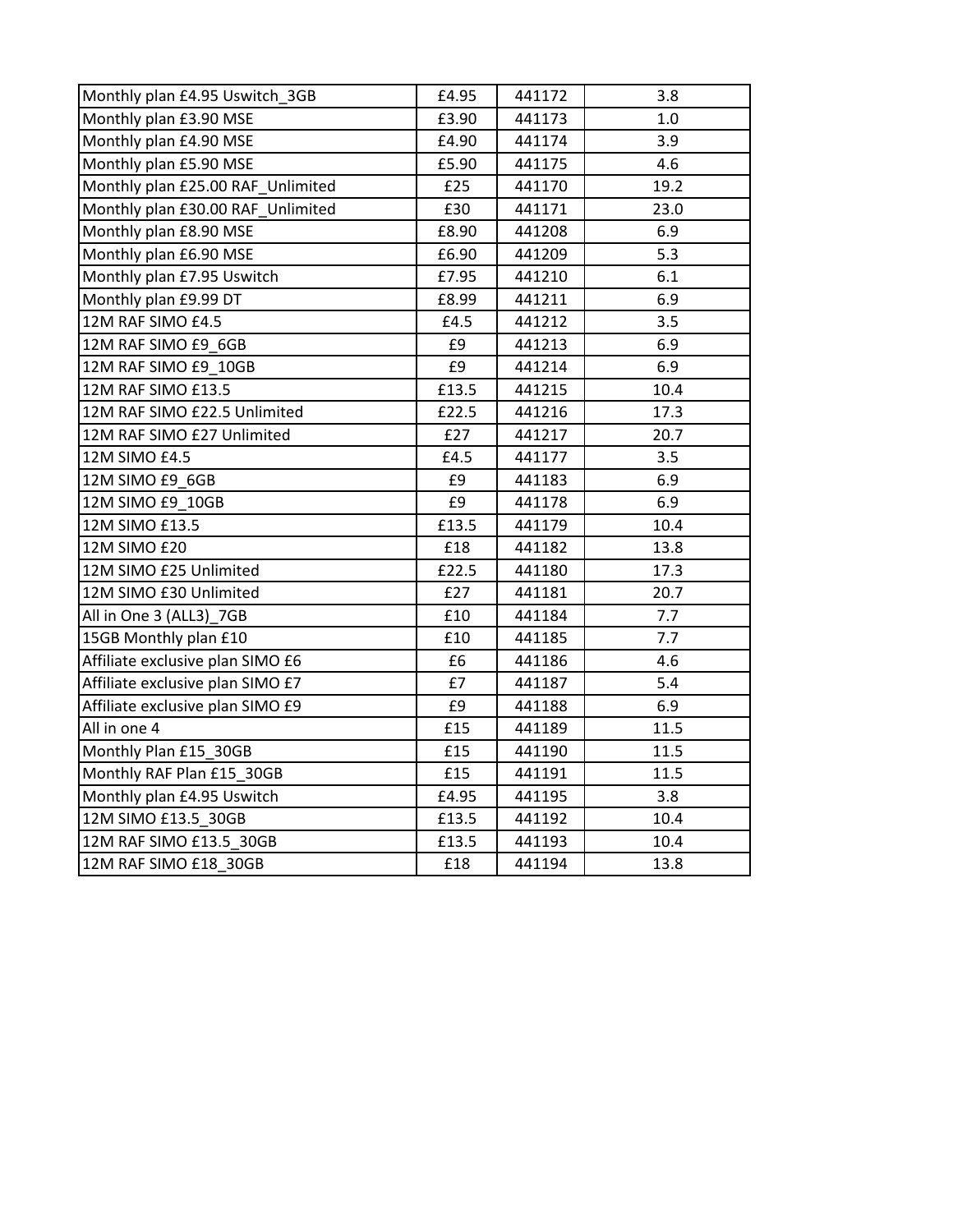| | | | |
|---|---|---|---|
| Monthly plan £4.95 Uswitch_3GB | £4.95 | 441172 | 3.8 |
| Monthly plan £3.90 MSE | £3.90 | 441173 | 1.0 |
| Monthly plan £4.90 MSE | £4.90 | 441174 | 3.9 |
| Monthly plan £5.90 MSE | £5.90 | 441175 | 4.6 |
| Monthly plan £25.00 RAF_Unlimited | £25 | 441170 | 19.2 |
| Monthly plan £30.00 RAF_Unlimited | £30 | 441171 | 23.0 |
| Monthly plan £8.90 MSE | £8.90 | 441208 | 6.9 |
| Monthly plan £6.90 MSE | £6.90 | 441209 | 5.3 |
| Monthly plan £7.95 Uswitch | £7.95 | 441210 | 6.1 |
| Monthly plan £9.99 DT | £8.99 | 441211 | 6.9 |
| 12M RAF SIMO £4.5 | £4.5 | 441212 | 3.5 |
| 12M RAF SIMO £9_6GB | £9 | 441213 | 6.9 |
| 12M RAF SIMO £9_10GB | £9 | 441214 | 6.9 |
| 12M RAF SIMO £13.5 | £13.5 | 441215 | 10.4 |
| 12M RAF SIMO £22.5 Unlimited | £22.5 | 441216 | 17.3 |
| 12M RAF SIMO £27 Unlimited | £27 | 441217 | 20.7 |
| 12M SIMO £4.5 | £4.5 | 441177 | 3.5 |
| 12M SIMO £9_6GB | £9 | 441183 | 6.9 |
| 12M SIMO £9_10GB | £9 | 441178 | 6.9 |
| 12M SIMO £13.5 | £13.5 | 441179 | 10.4 |
| 12M SIMO £20 | £18 | 441182 | 13.8 |
| 12M SIMO £25 Unlimited | £22.5 | 441180 | 17.3 |
| 12M SIMO £30 Unlimited | £27 | 441181 | 20.7 |
| All in One 3 (ALL3)_7GB | £10 | 441184 | 7.7 |
| 15GB Monthly plan £10 | £10 | 441185 | 7.7 |
| Affiliate exclusive plan SIMO £6 | £6 | 441186 | 4.6 |
| Affiliate exclusive plan SIMO £7 | £7 | 441187 | 5.4 |
| Affiliate exclusive plan SIMO £9 | £9 | 441188 | 6.9 |
| All in one 4 | £15 | 441189 | 11.5 |
| Monthly Plan £15_30GB | £15 | 441190 | 11.5 |
| Monthly RAF Plan £15_30GB | £15 | 441191 | 11.5 |
| Monthly plan £4.95 Uswitch | £4.95 | 441195 | 3.8 |
| 12M SIMO £13.5_30GB | £13.5 | 441192 | 10.4 |
| 12M RAF SIMO £13.5_30GB | £13.5 | 441193 | 10.4 |
| 12M RAF SIMO £18_30GB | £18 | 441194 | 13.8 |